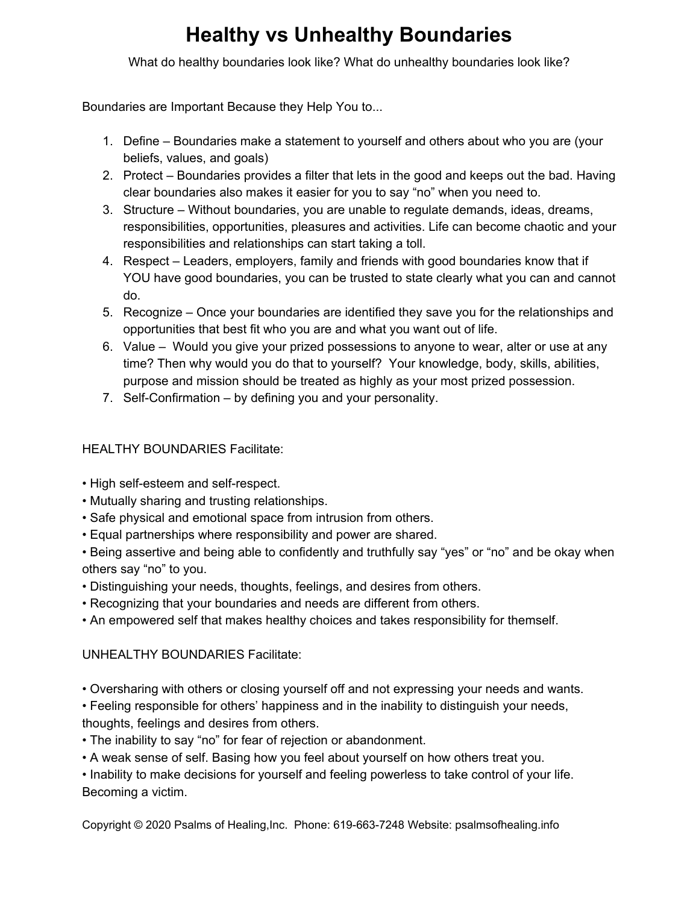# Healthy vs Unhealthy Boundaries

What do healthy boundaries look like? What do unhealthy boundaries look like?

Boundaries are Important Because they Help You to...

1. Define – Boundaries make a statement to yourself and others about who you are (your beliefs, values, and goals)
2. Protect – Boundaries provides a filter that lets in the good and keeps out the bad. Having clear boundaries also makes it easier for you to say "no" when you need to.
3. Structure – Without boundaries, you are unable to regulate demands, ideas, dreams, responsibilities, opportunities, pleasures and activities. Life can become chaotic and your responsibilities and relationships can start taking a toll.
4. Respect – Leaders, employers, family and friends with good boundaries know that if YOU have good boundaries, you can be trusted to state clearly what you can and cannot do.
5. Recognize – Once your boundaries are identified they save you for the relationships and opportunities that best fit who you are and what you want out of life.
6. Value – Would you give your prized possessions to anyone to wear, alter or use at any time? Then why would you do that to yourself? Your knowledge, body, skills, abilities, purpose and mission should be treated as highly as your most prized possession.
7. Self-Confirmation – by defining you and your personality.

HEALTHY BOUNDARIES Facilitate:

• High self-esteem and self-respect.
• Mutually sharing and trusting relationships.
• Safe physical and emotional space from intrusion from others.
• Equal partnerships where responsibility and power are shared.
• Being assertive and being able to confidently and truthfully say "yes" or "no" and be okay when others say "no" to you.
• Distinguishing your needs, thoughts, feelings, and desires from others.
• Recognizing that your boundaries and needs are different from others.
• An empowered self that makes healthy choices and takes responsibility for themself.

UNHEALTHY BOUNDARIES Facilitate:

• Oversharing with others or closing yourself off and not expressing your needs and wants.
• Feeling responsible for others' happiness and in the inability to distinguish your needs, thoughts, feelings and desires from others.
• The inability to say "no" for fear of rejection or abandonment.
• A weak sense of self. Basing how you feel about yourself on how others treat you.
• Inability to make decisions for yourself and feeling powerless to take control of your life. Becoming a victim.

Copyright © 2020 Psalms of Healing,Inc. Phone: 619-663-7248 Website: psalmsofhealing.info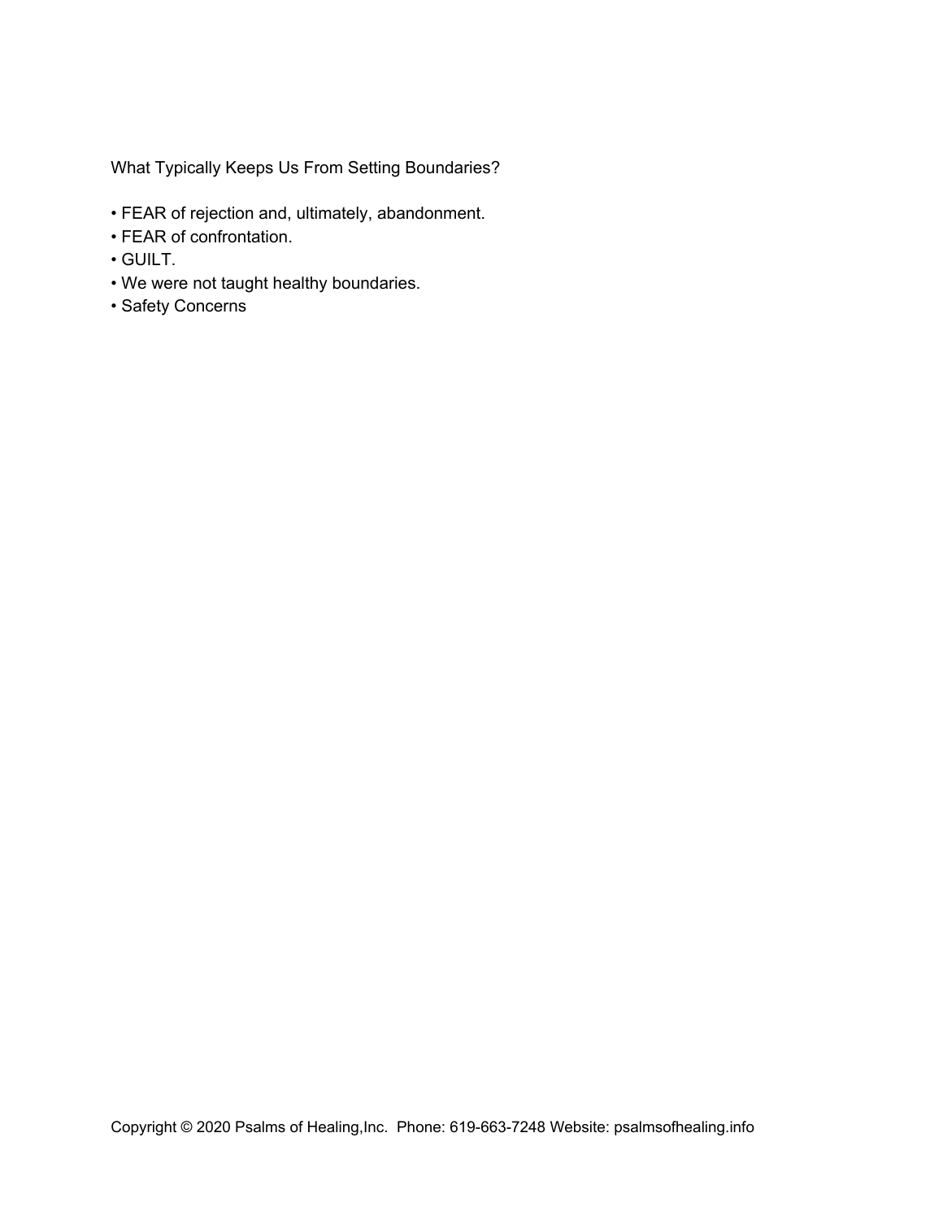What Typically Keeps Us From Setting Boundaries?

- FEAR of rejection and, ultimately, abandonment.
- FEAR of confrontation.
- GUILT.
- We were not taught healthy boundaries.
- Safety Concerns

Copyright © 2020 Psalms of Healing,Inc. Phone: 619-663-7248 Website: psalmsofhealing.info